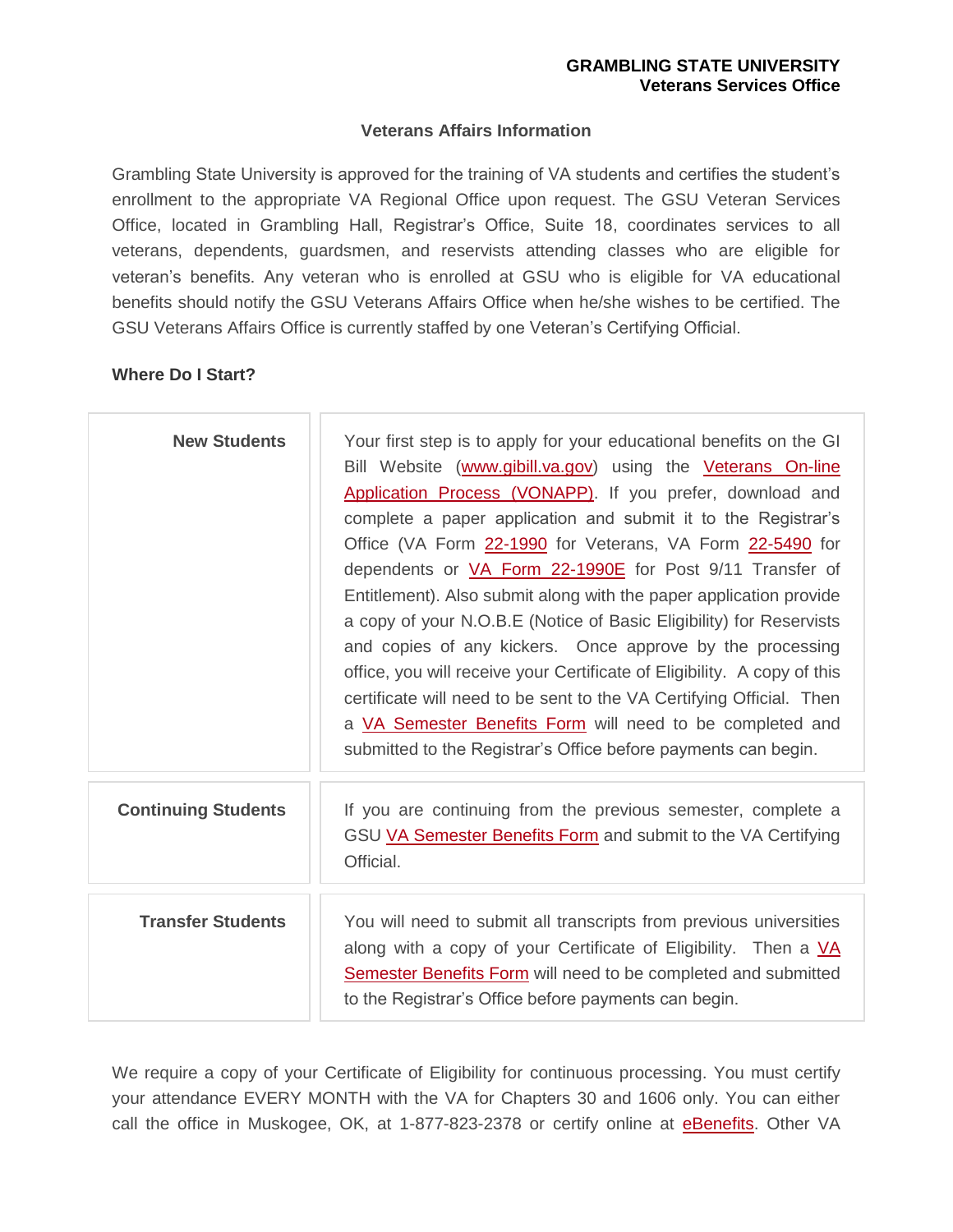**GRAMBLING STATE UNIVERSITY**
**Veterans Services Office**

## Veterans Affairs Information

Grambling State University is approved for the training of VA students and certifies the student's enrollment to the appropriate VA Regional Office upon request. The GSU Veteran Services Office, located in Grambling Hall, Registrar's Office, Suite 18, coordinates services to all veterans, dependents, guardsmen, and reservists attending classes who are eligible for veteran's benefits. Any veteran who is enrolled at GSU who is eligible for VA educational benefits should notify the GSU Veterans Affairs Office when he/she wishes to be certified. The GSU Veterans Affairs Office is currently staffed by one Veteran's Certifying Official.

### Where Do I Start?

| | |
|---|---|
| **New Students** | Your first step is to apply for your educational benefits on the GI Bill Website (www.gibill.va.gov) using the Veterans On-line Application Process (VONAPP). If you prefer, download and complete a paper application and submit it to the Registrar's Office (VA Form 22-1990 for Veterans, VA Form 22-5490 for dependents or VA Form 22-1990E for Post 9/11 Transfer of Entitlement). Also submit along with the paper application provide a copy of your N.O.B.E (Notice of Basic Eligibility) for Reservists and copies of any kickers. Once approve by the processing office, you will receive your Certificate of Eligibility. A copy of this certificate will need to be sent to the VA Certifying Official. Then a VA Semester Benefits Form will need to be completed and submitted to the Registrar's Office before payments can begin. |
| **Continuing Students** | If you are continuing from the previous semester, complete a GSU VA Semester Benefits Form and submit to the VA Certifying Official. |
| **Transfer Students** | You will need to submit all transcripts from previous universities along with a copy of your Certificate of Eligibility. Then a VA Semester Benefits Form will need to be completed and submitted to the Registrar's Office before payments can begin. |

We require a copy of your Certificate of Eligibility for continuous processing. You must certify your attendance EVERY MONTH with the VA for Chapters 30 and 1606 only. You can either call the office in Muskogee, OK, at 1-877-823-2378 or certify online at eBenefits. Other VA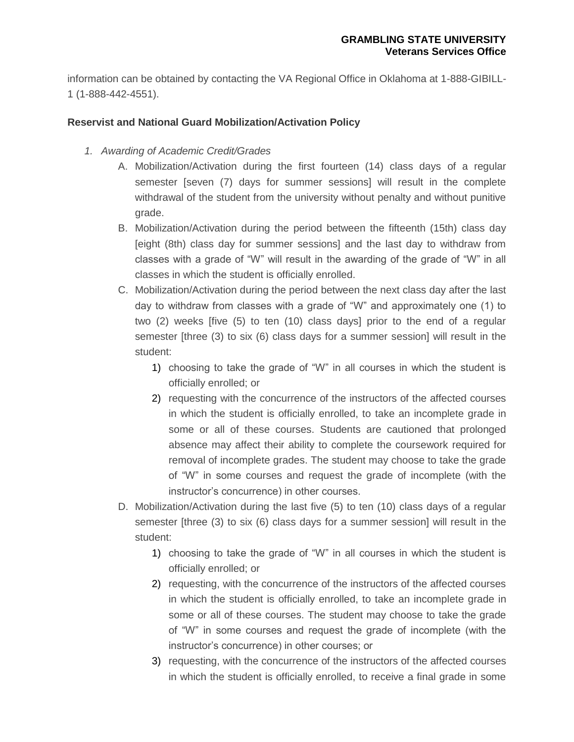information can be obtained by contacting the VA Regional Office in Oklahoma at 1-888-GIBILL-1 (1-888-442-4551).

**Reservist and National Guard Mobilization/Activation Policy**

1. *Awarding of Academic Credit/Grades*
   - A. Mobilization/Activation during the first fourteen (14) class days of a regular semester [seven (7) days for summer sessions] will result in the complete withdrawal of the student from the university without penalty and without punitive grade.
   - B. Mobilization/Activation during the period between the fifteenth (15th) class day [eight (8th) class day for summer sessions] and the last day to withdraw from classes with a grade of "W" will result in the awarding of the grade of "W" in all classes in which the student is officially enrolled.
   - C. Mobilization/Activation during the period between the next class day after the last day to withdraw from classes with a grade of "W" and approximately one (1) to two (2) weeks [five (5) to ten (10) class days] prior to the end of a regular semester [three (3) to six (6) class days for a summer session] will result in the student:
     1) choosing to take the grade of "W" in all courses in which the student is officially enrolled; or
     2) requesting with the concurrence of the instructors of the affected courses in which the student is officially enrolled, to take an incomplete grade in some or all of these courses. Students are cautioned that prolonged absence may affect their ability to complete the coursework required for removal of incomplete grades. The student may choose to take the grade of "W" in some courses and request the grade of incomplete (with the instructor's concurrence) in other courses.
   - D. Mobilization/Activation during the last five (5) to ten (10) class days of a regular semester [three (3) to six (6) class days for a summer session] will result in the student:
     1) choosing to take the grade of "W" in all courses in which the student is officially enrolled; or
     2) requesting, with the concurrence of the instructors of the affected courses in which the student is officially enrolled, to take an incomplete grade in some or all of these courses. The student may choose to take the grade of "W" in some courses and request the grade of incomplete (with the instructor's concurrence) in other courses; or
     3) requesting, with the concurrence of the instructors of the affected courses in which the student is officially enrolled, to receive a final grade in some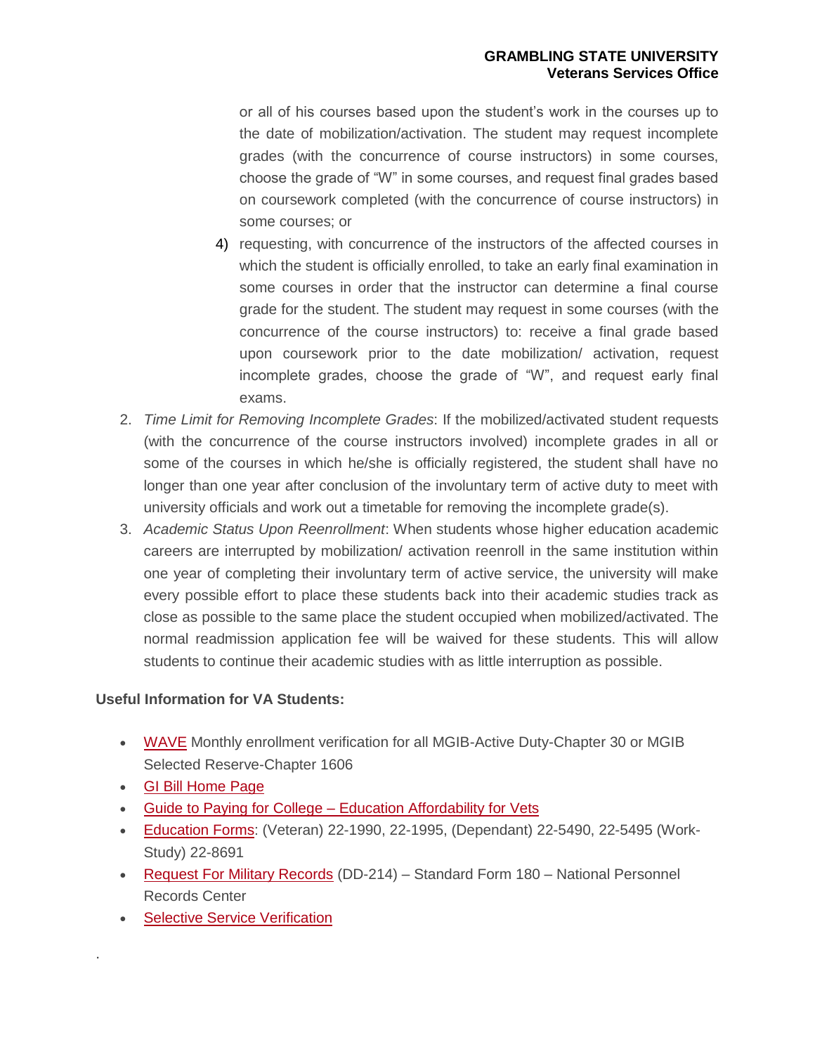or all of his courses based upon the student's work in the courses up to the date of mobilization/activation. The student may request incomplete grades (with the concurrence of course instructors) in some courses, choose the grade of "W" in some courses, and request final grades based on coursework completed (with the concurrence of course instructors) in some courses; or

4) requesting, with concurrence of the instructors of the affected courses in which the student is officially enrolled, to take an early final examination in some courses in order that the instructor can determine a final course grade for the student. The student may request in some courses (with the concurrence of the course instructors) to: receive a final grade based upon coursework prior to the date mobilization/ activation, request incomplete grades, choose the grade of "W", and request early final exams.

2. *Time Limit for Removing Incomplete Grades*: If the mobilized/activated student requests (with the concurrence of the course instructors involved) incomplete grades in all or some of the courses in which he/she is officially registered, the student shall have no longer than one year after conclusion of the involuntary term of active duty to meet with university officials and work out a timetable for removing the incomplete grade(s).
3. *Academic Status Upon Reenrollment*: When students whose higher education academic careers are interrupted by mobilization/ activation reenroll in the same institution within one year of completing their involuntary term of active service, the university will make every possible effort to place these students back into their academic studies track as close as possible to the same place the student occupied when mobilized/activated. The normal readmission application fee will be waived for these students. This will allow students to continue their academic studies with as little interruption as possible.

**Useful Information for VA Students:**

- WAVE Monthly enrollment verification for all MGIB-Active Duty-Chapter 30 or MGIB Selected Reserve-Chapter 1606
- GI Bill Home Page
- Guide to Paying for College – Education Affordability for Vets
- Education Forms: (Veteran) 22-1990, 22-1995, (Dependant) 22-5490, 22-5495 (Work-Study) 22-8691
- Request For Military Records (DD-214) – Standard Form 180 – National Personnel Records Center
- Selective Service Verification